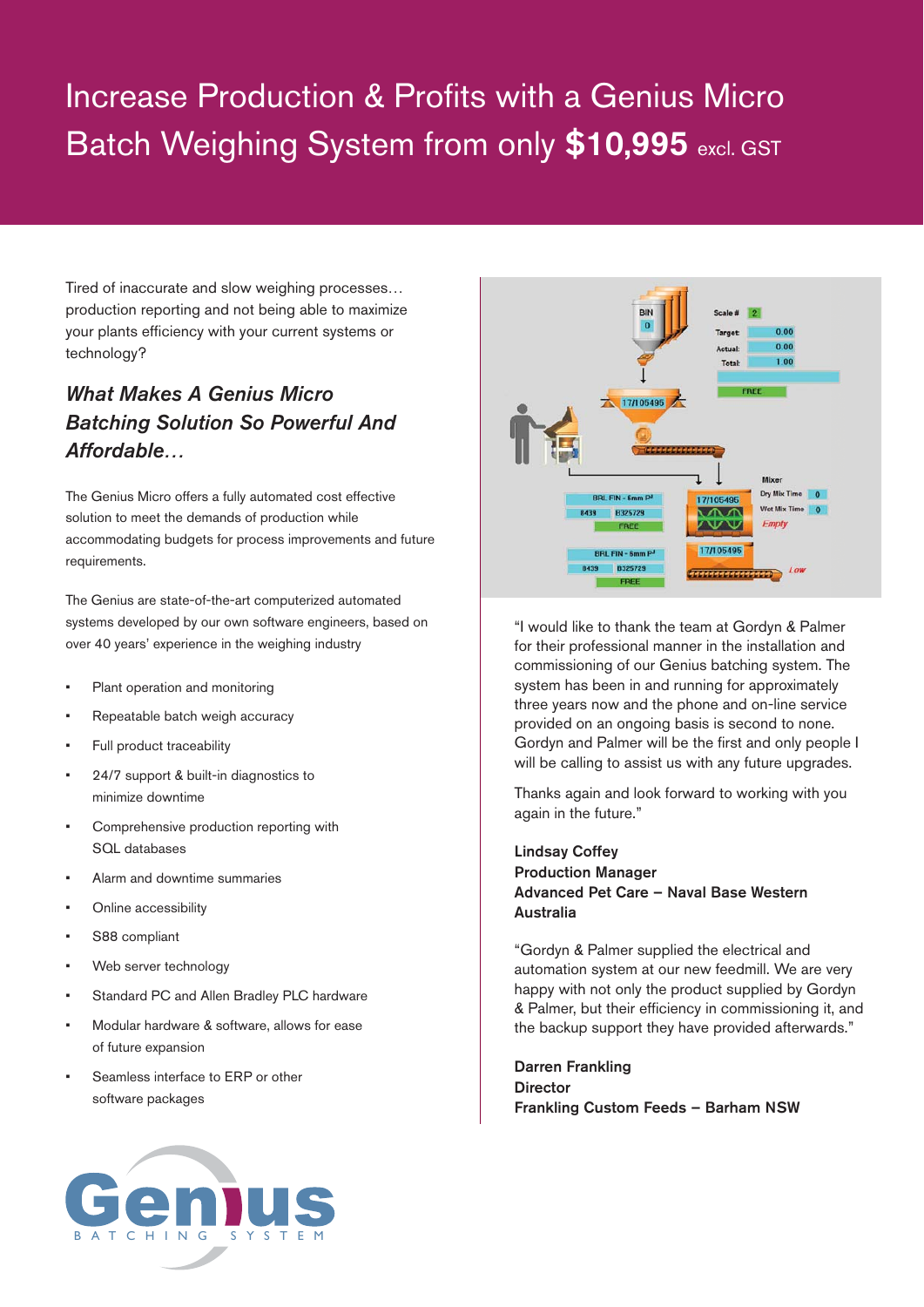# Increase Production & Profits with a Genius Micro Batch Weighing System from only **$10,995** excl. GST

Tired of inaccurate and slow weighing processes… production reporting and not being able to maximize your plants efficiency with your current systems or technology?

## *What Makes A Genius Micro Batching Solution So Powerful And Affordable…*

The Genius Micro offers a fully automated cost effective solution to meet the demands of production while accommodating budgets for process improvements and future requirements.

The Genius are state-of-the-art computerized automated systems developed by our own software engineers, based on over 40 years' experience in the weighing industry

- Plant operation and monitoring
- Repeatable batch weigh accuracy
- Full product traceability
- 24/7 support & built-in diagnostics to minimize downtime
- Comprehensive production reporting with SQL databases
- Alarm and downtime summaries
- Online accessibility
- S88 compliant
- Web server technology
- Standard PC and Allen Bradley PLC hardware
- Modular hardware & software, allows for ease of future expansion
- Seamless interface to ERP or other software packages

"I would like to thank the team at Gordyn & Palmer for their professional manner in the installation and commissioning of our Genius batching system. The system has been in and running for approximately three years now and the phone and on-line service provided on an ongoing basis is second to none. Gordyn and Palmer will be the first and only people I will be calling to assist us with any future upgrades.

Thanks again and look forward to working with you again in the future."

**Lindsay Coffey**
**Production Manager**
**Advanced Pet Care – Naval Base Western Australia**

"Gordyn & Palmer supplied the electrical and automation system at our new feedmill. We are very happy with not only the product supplied by Gordyn & Palmer, but their efficiency in commissioning it, and the backup support they have provided afterwards."

**Darren Frankling**
**Director**
**Frankling Custom Feeds – Barham NSW**

Genius BATCHING SYSTEM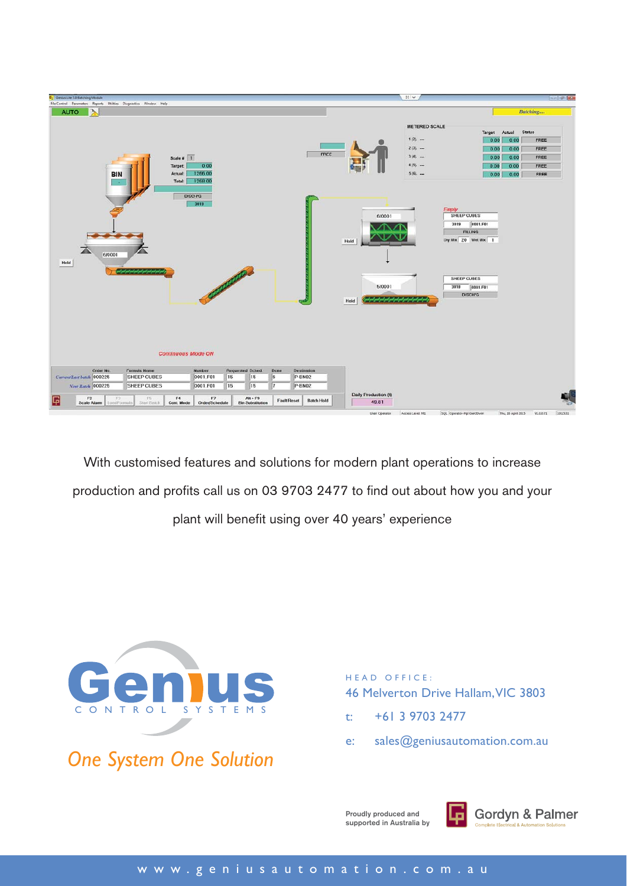With customised features and solutions for modern plant operations to increase production and profits call us on 03 9703 2477 to find out about how you and your plant will benefit using over 40 years' experience

Genius CONTROL SYSTEMS

*One System One Solution*

HEAD OFFICE:

46 Melverton Drive Hallam, VIC 3803

t: +61 3 9703 2477

e: sales@geniusautomation.com.au

Proudly produced and supported in Australia by

Gordyn & Palmer
Complete Electrical & Automation Solutions

www.geniusautomation.com.au